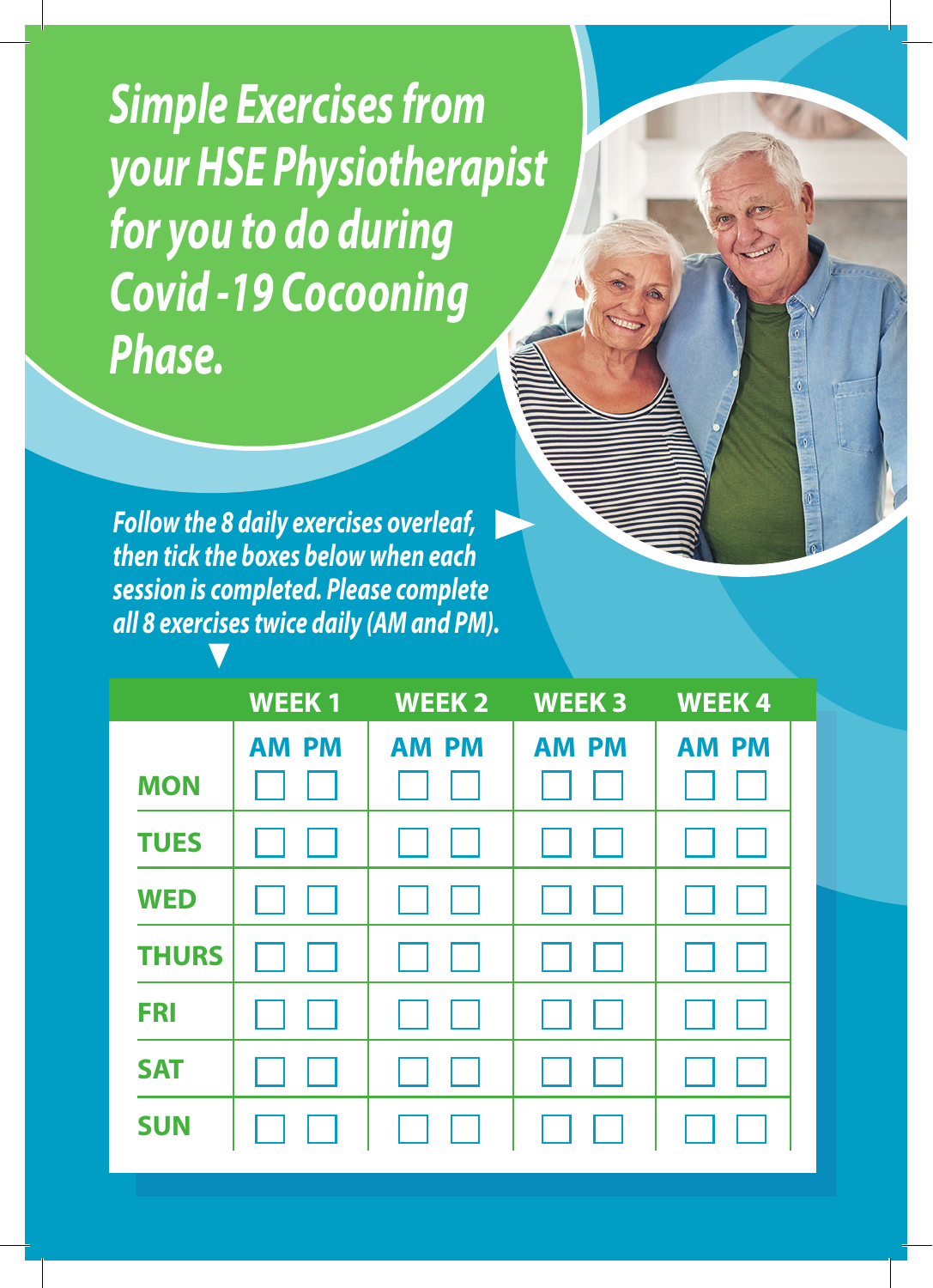# Simple Exercises from your HSE Physiotherapist for you to do during Covid -19 Cocooning Phase.

***Follow the 8 daily exercises overleaf, then tick the boxes below when each session is completed. Please complete all 8 exercises twice daily (AM and PM).***

| | WEEK 1 | | WEEK 2 | | WEEK 3 | | WEEK 4 | |
|---|---|---|---|---|---|---|---|---|
| | AM | PM | AM | PM | AM | PM | AM | PM |
| MON | ☐ | ☐ | ☐ | ☐ | ☐ | ☐ | ☐ | ☐ |
| TUES | ☐ | ☐ | ☐ | ☐ | ☐ | ☐ | ☐ | ☐ |
| WED | ☐ | ☐ | ☐ | ☐ | ☐ | ☐ | ☐ | ☐ |
| THURS | ☐ | ☐ | ☐ | ☐ | ☐ | ☐ | ☐ | ☐ |
| FRI | ☐ | ☐ | ☐ | ☐ | ☐ | ☐ | ☐ | ☐ |
| SAT | ☐ | ☐ | ☐ | ☐ | ☐ | ☐ | ☐ | ☐ |
| SUN | ☐ | ☐ | ☐ | ☐ | ☐ | ☐ | ☐ | ☐ |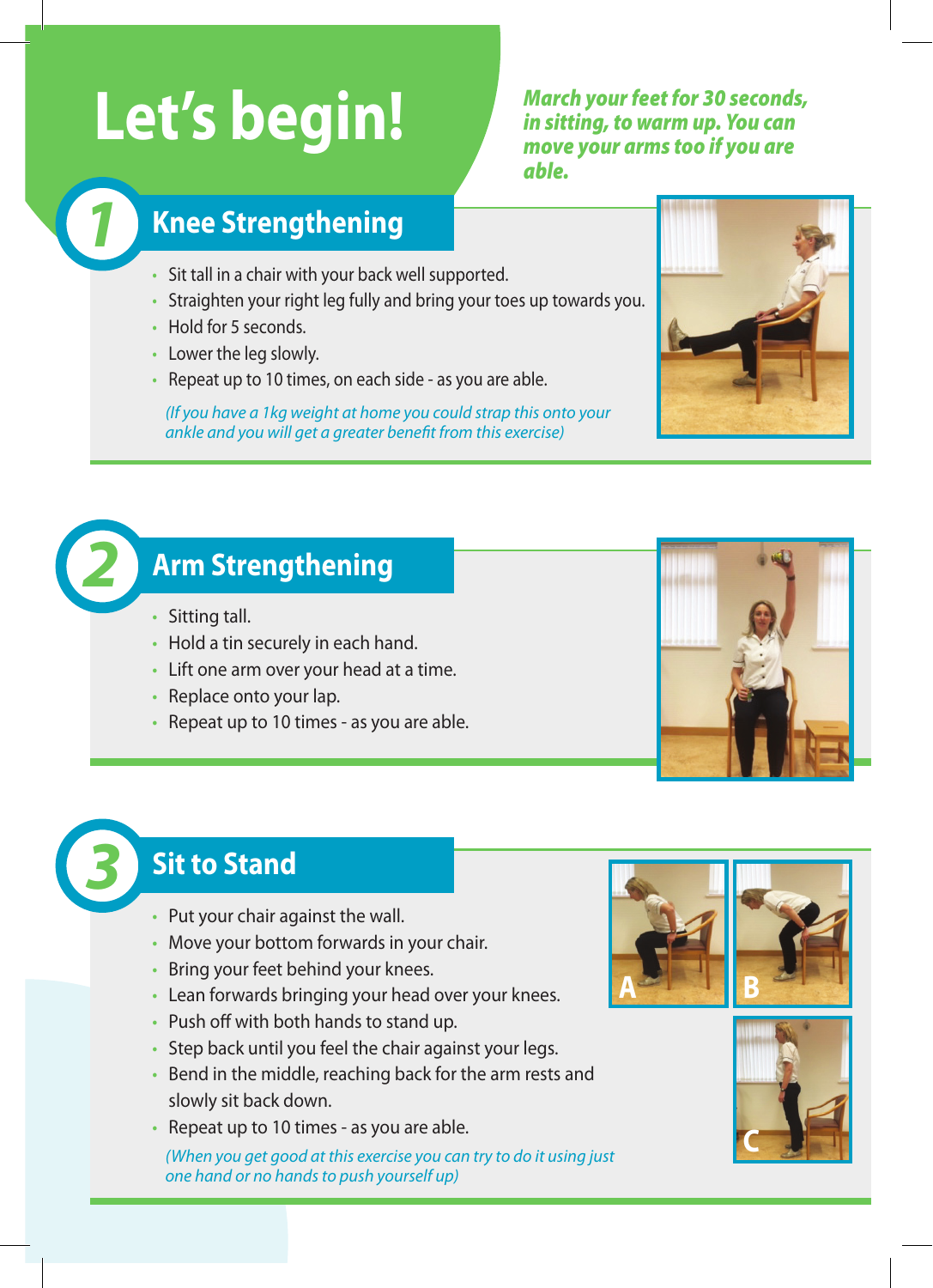# Let's begin!

***March your feet for 30 seconds, in sitting, to warm up. You can move your arms too if you are able.***

## 1 Knee Strengthening

- Sit tall in a chair with your back well supported.
- Straighten your right leg fully and bring your toes up towards you.
- Hold for 5 seconds.
- Lower the leg slowly.
- Repeat up to 10 times, on each side - as you are able.

*(If you have a 1kg weight at home you could strap this onto your ankle and you will get a greater benefit from this exercise)*

## 2 Arm Strengthening

- Sitting tall.
- Hold a tin securely in each hand.
- Lift one arm over your head at a time.
- Replace onto your lap.
- Repeat up to 10 times - as you are able.

## 3 Sit to Stand

- Put your chair against the wall.
- Move your bottom forwards in your chair.
- Bring your feet behind your knees.
- Lean forwards bringing your head over your knees.
- Push off with both hands to stand up.
- Step back until you feel the chair against your legs.
- Bend in the middle, reaching back for the arm rests and slowly sit back down.
- Repeat up to 10 times - as you are able.

*(When you get good at this exercise you can try to do it using just one hand or no hands to push yourself up)*

A B C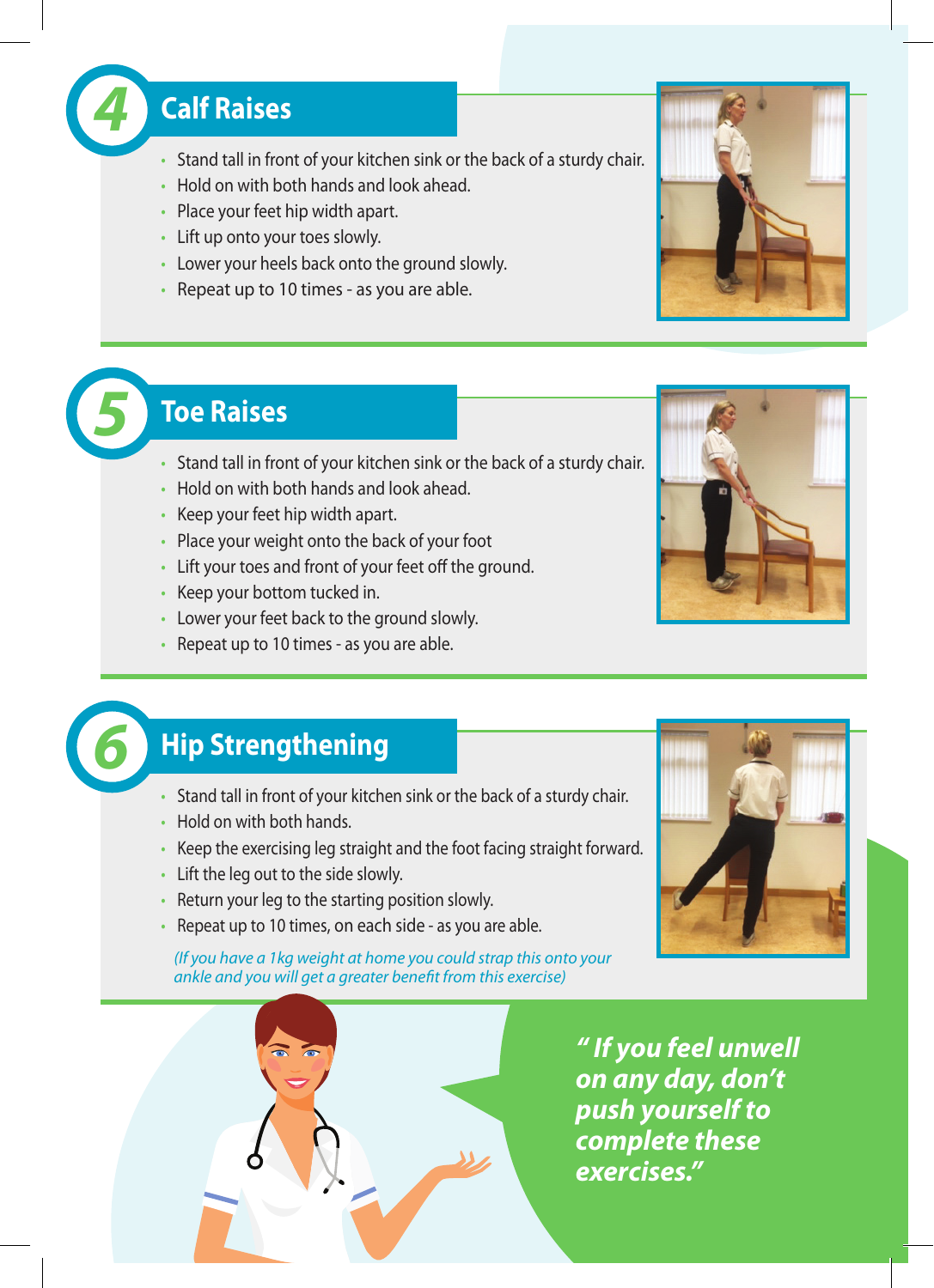## 4 Calf Raises

- Stand tall in front of your kitchen sink or the back of a sturdy chair.
- Hold on with both hands and look ahead.
- Place your feet hip width apart.
- Lift up onto your toes slowly.
- Lower your heels back onto the ground slowly.
- Repeat up to 10 times - as you are able.

## 5 Toe Raises

- Stand tall in front of your kitchen sink or the back of a sturdy chair.
- Hold on with both hands and look ahead.
- Keep your feet hip width apart.
- Place your weight onto the back of your foot
- Lift your toes and front of your feet off the ground.
- Keep your bottom tucked in.
- Lower your feet back to the ground slowly.
- Repeat up to 10 times - as you are able.

## 6 Hip Strengthening

- Stand tall in front of your kitchen sink or the back of a sturdy chair.
- Hold on with both hands.
- Keep the exercising leg straight and the foot facing straight forward.
- Lift the leg out to the side slowly.
- Return your leg to the starting position slowly.
- Repeat up to 10 times, on each side - as you are able.

*(If you have a 1kg weight at home you could strap this onto your ankle and you will get a greater benefit from this exercise)*

***"If you feel unwell on any day, don't push yourself to complete these exercises."***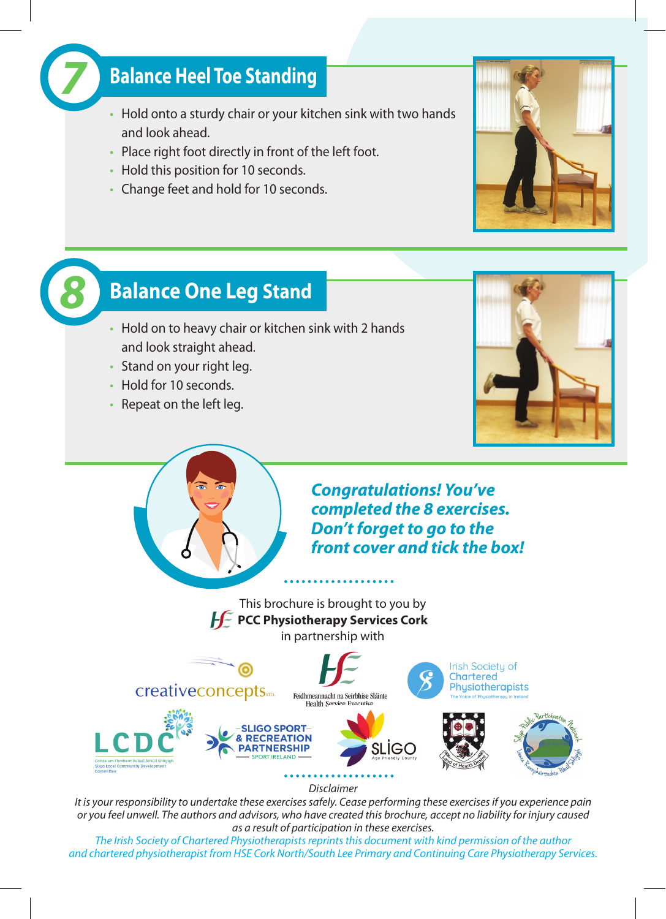## 7 Balance Heel Toe Standing

- Hold onto a sturdy chair or your kitchen sink with two hands and look ahead.
- Place right foot directly in front of the left foot.
- Hold this position for 10 seconds.
- Change feet and hold for 10 seconds.

## 8 Balance One Leg Stand

- Hold on to heavy chair or kitchen sink with 2 hands and look straight ahead.
- Stand on your right leg.
- Hold for 10 seconds.
- Repeat on the left leg.

***Congratulations! You've completed the 8 exercises. Don't forget to go to the front cover and tick the box!***

This brochure is brought to you by
**PCC Physiotherapy Services Cork**
in partnership with

creativeconcepts LTD.

Feidhmeannacht na Seirbhíse Sláinte
Health Service Executive

Irish Society of Chartered Physiotherapists
The Voice of Physiotherapy in Ireland

LCDC
Coiste um Fhorbairt Pobail Áitiúil Shligigh
Sligo Local Community Development Committee

SLIGO SPORT & RECREATION PARTNERSHIP
SPORT IRELAND

SLIGO
Age Friendly County

Land of Hearts Desire

Sligo Public Participation Network
Líonra Rannpháirtíochta Poiblí Shligigh

*Disclaimer*

*It is your responsibility to undertake these exercises safely. Cease performing these exercises if you experience pain or you feel unwell. The authors and advisors, who have created this brochure, accept no liability for injury caused as a result of participation in these exercises.*

*The Irish Society of Chartered Physiotherapists reprints this document with kind permission of the author and chartered physiotherapist from HSE Cork North/South Lee Primary and Continuing Care Physiotherapy Services.*